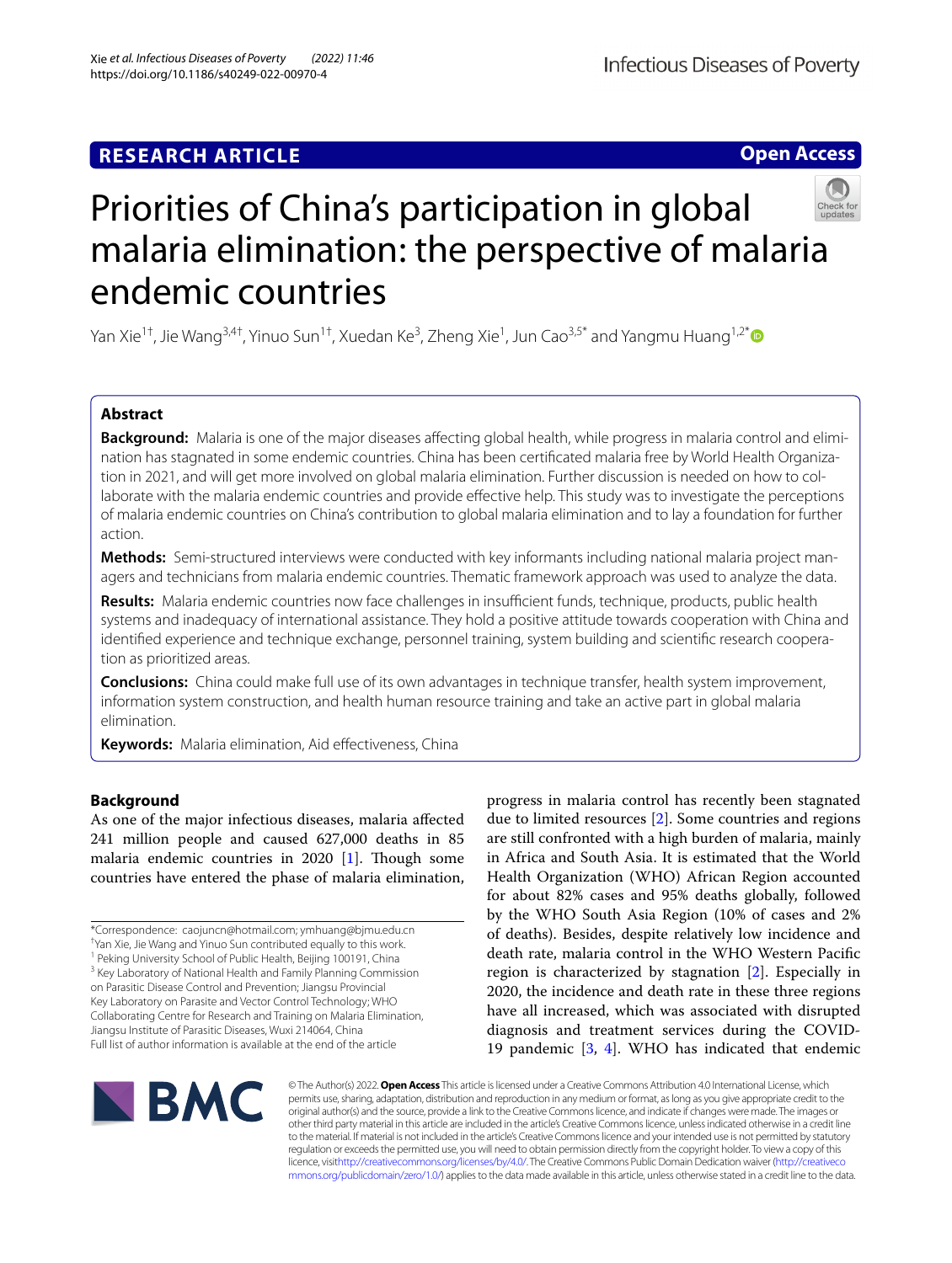RESEARCH ARTICLE

Open Access

# Priorities of China's participation in global malaria elimination: the perspective of malaria endemic countries

Yan Xie[1†], Jie Wang[3,4†], Yinuo Sun[1†], Xuedan Ke[3], Zheng Xie[1], Jun Cao[3,5*] and Yangmu Huang[1,2*]

## Abstract

**Background:** Malaria is one of the major diseases affecting global health, while progress in malaria control and elimination has stagnated in some endemic countries. China has been certificated malaria free by World Health Organization in 2021, and will get more involved on global malaria elimination. Further discussion is needed on how to collaborate with the malaria endemic countries and provide effective help. This study was to investigate the perceptions of malaria endemic countries on China's contribution to global malaria elimination and to lay a foundation for further action.

**Methods:** Semi-structured interviews were conducted with key informants including national malaria project managers and technicians from malaria endemic countries. Thematic framework approach was used to analyze the data.

**Results:** Malaria endemic countries now face challenges in insufficient funds, technique, products, public health systems and inadequacy of international assistance. They hold a positive attitude towards cooperation with China and identified experience and technique exchange, personnel training, system building and scientific research cooperation as prioritized areas.

**Conclusions:** China could make full use of its own advantages in technique transfer, health system improvement, information system construction, and health human resource training and take an active part in global malaria elimination.

**Keywords:** Malaria elimination, Aid effectiveness, China

## Background

As one of the major infectious diseases, malaria affected 241 million people and caused 627,000 deaths in 85 malaria endemic countries in 2020 [1]. Though some countries have entered the phase of malaria elimination, progress in malaria control has recently been stagnated due to limited resources [2]. Some countries and regions are still confronted with a high burden of malaria, mainly in Africa and South Asia. It is estimated that the World Health Organization (WHO) African Region accounted for about 82% cases and 95% deaths globally, followed by the WHO South Asia Region (10% of cases and 2% of deaths). Besides, despite relatively low incidence and death rate, malaria control in the WHO Western Pacific region is characterized by stagnation [2]. Especially in 2020, the incidence and death rate in these three regions have all increased, which was associated with disrupted diagnosis and treatment services during the COVID-19 pandemic [3, 4]. WHO has indicated that endemic

*Correspondence: caojuncn@hotmail.com; ymhuang@bjmu.edu.cn
†Yan Xie, Jie Wang and Yinuo Sun contributed equally to this work.
[1] Peking University School of Public Health, Beijing 100191, China
[3] Key Laboratory of National Health and Family Planning Commission on Parasitic Disease Control and Prevention; Jiangsu Provincial Key Laboratory on Parasite and Vector Control Technology; WHO Collaborating Centre for Research and Training on Malaria Elimination, Jiangsu Institute of Parasitic Diseases, Wuxi 214064, China
Full list of author information is available at the end of the article

© The Author(s) 2022. **Open Access** This article is licensed under a Creative Commons Attribution 4.0 International License, which permits use, sharing, adaptation, distribution and reproduction in any medium or format, as long as you give appropriate credit to the original author(s) and the source, provide a link to the Creative Commons licence, and indicate if changes were made. The images or other third party material in this article are included in the article's Creative Commons licence, unless indicated otherwise in a credit line to the material. If material is not included in the article's Creative Commons licence and your intended use is not permitted by statutory regulation or exceeds the permitted use, you will need to obtain permission directly from the copyright holder. To view a copy of this licence, visit http://creativecommons.org/licenses/by/4.0/. The Creative Commons Public Domain Dedication waiver (http://creativecommons.org/publicdomain/zero/1.0/) applies to the data made available in this article, unless otherwise stated in a credit line to the data.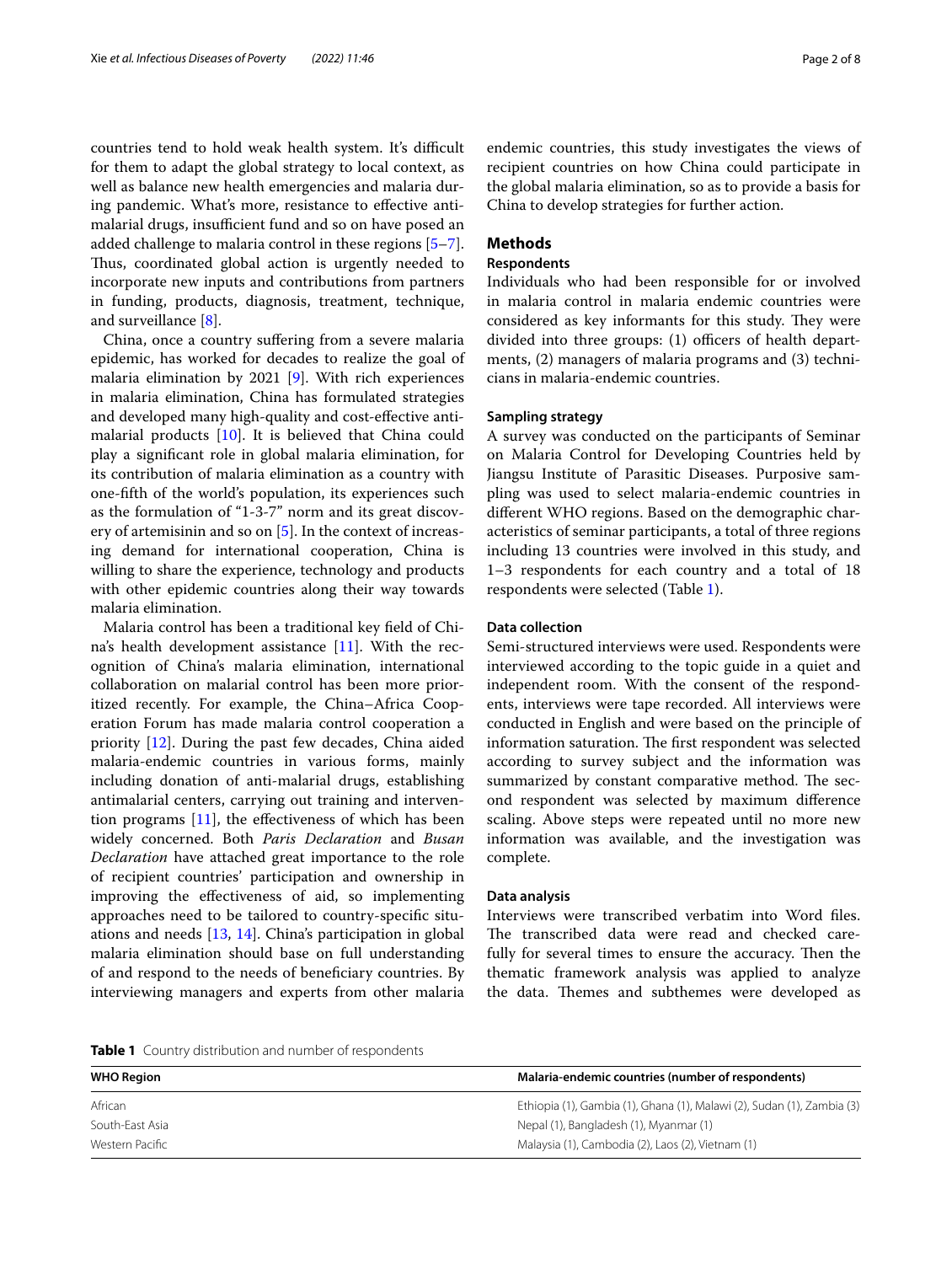countries tend to hold weak health system. It's difficult for them to adapt the global strategy to local context, as well as balance new health emergencies and malaria during pandemic. What's more, resistance to effective antimalarial drugs, insufficient fund and so on have posed an added challenge to malaria control in these regions [5–7]. Thus, coordinated global action is urgently needed to incorporate new inputs and contributions from partners in funding, products, diagnosis, treatment, technique, and surveillance [8].

China, once a country suffering from a severe malaria epidemic, has worked for decades to realize the goal of malaria elimination by 2021 [9]. With rich experiences in malaria elimination, China has formulated strategies and developed many high-quality and cost-effective antimalarial products [10]. It is believed that China could play a significant role in global malaria elimination, for its contribution of malaria elimination as a country with one-fifth of the world's population, its experiences such as the formulation of "1-3-7" norm and its great discovery of artemisinin and so on [5]. In the context of increasing demand for international cooperation, China is willing to share the experience, technology and products with other epidemic countries along their way towards malaria elimination.

Malaria control has been a traditional key field of China's health development assistance [11]. With the recognition of China's malaria elimination, international collaboration on malarial control has been more prioritized recently. For example, the China–Africa Cooperation Forum has made malaria control cooperation a priority [12]. During the past few decades, China aided malaria-endemic countries in various forms, mainly including donation of anti-malarial drugs, establishing antimalarial centers, carrying out training and intervention programs [11], the effectiveness of which has been widely concerned. Both *Paris Declaration* and *Busan Declaration* have attached great importance to the role of recipient countries' participation and ownership in improving the effectiveness of aid, so implementing approaches need to be tailored to country-specific situations and needs [13, 14]. China's participation in global malaria elimination should base on full understanding of and respond to the needs of beneficiary countries. By interviewing managers and experts from other malaria endemic countries, this study investigates the views of recipient countries on how China could participate in the global malaria elimination, so as to provide a basis for China to develop strategies for further action.

## Methods

### Respondents

Individuals who had been responsible for or involved in malaria control in malaria endemic countries were considered as key informants for this study. They were divided into three groups: (1) officers of health departments, (2) managers of malaria programs and (3) technicians in malaria-endemic countries.

### Sampling strategy

A survey was conducted on the participants of Seminar on Malaria Control for Developing Countries held by Jiangsu Institute of Parasitic Diseases. Purposive sampling was used to select malaria-endemic countries in different WHO regions. Based on the demographic characteristics of seminar participants, a total of three regions including 13 countries were involved in this study, and 1–3 respondents for each country and a total of 18 respondents were selected (Table 1).

### Data collection

Semi-structured interviews were used. Respondents were interviewed according to the topic guide in a quiet and independent room. With the consent of the respondents, interviews were tape recorded. All interviews were conducted in English and were based on the principle of information saturation. The first respondent was selected according to survey subject and the information was summarized by constant comparative method. The second respondent was selected by maximum difference scaling. Above steps were repeated until no more new information was available, and the investigation was complete.

### Data analysis

Interviews were transcribed verbatim into Word files. The transcribed data were read and checked carefully for several times to ensure the accuracy. Then the thematic framework analysis was applied to analyze the data. Themes and subthemes were developed as

**Table 1** Country distribution and number of respondents

| WHO Region | Malaria-endemic countries (number of respondents) |
|---|---|
| African | Ethiopia (1), Gambia (1), Ghana (1), Malawi (2), Sudan (1), Zambia (3) |
| South-East Asia | Nepal (1), Bangladesh (1), Myanmar (1) |
| Western Pacific | Malaysia (1), Cambodia (2), Laos (2), Vietnam (1) |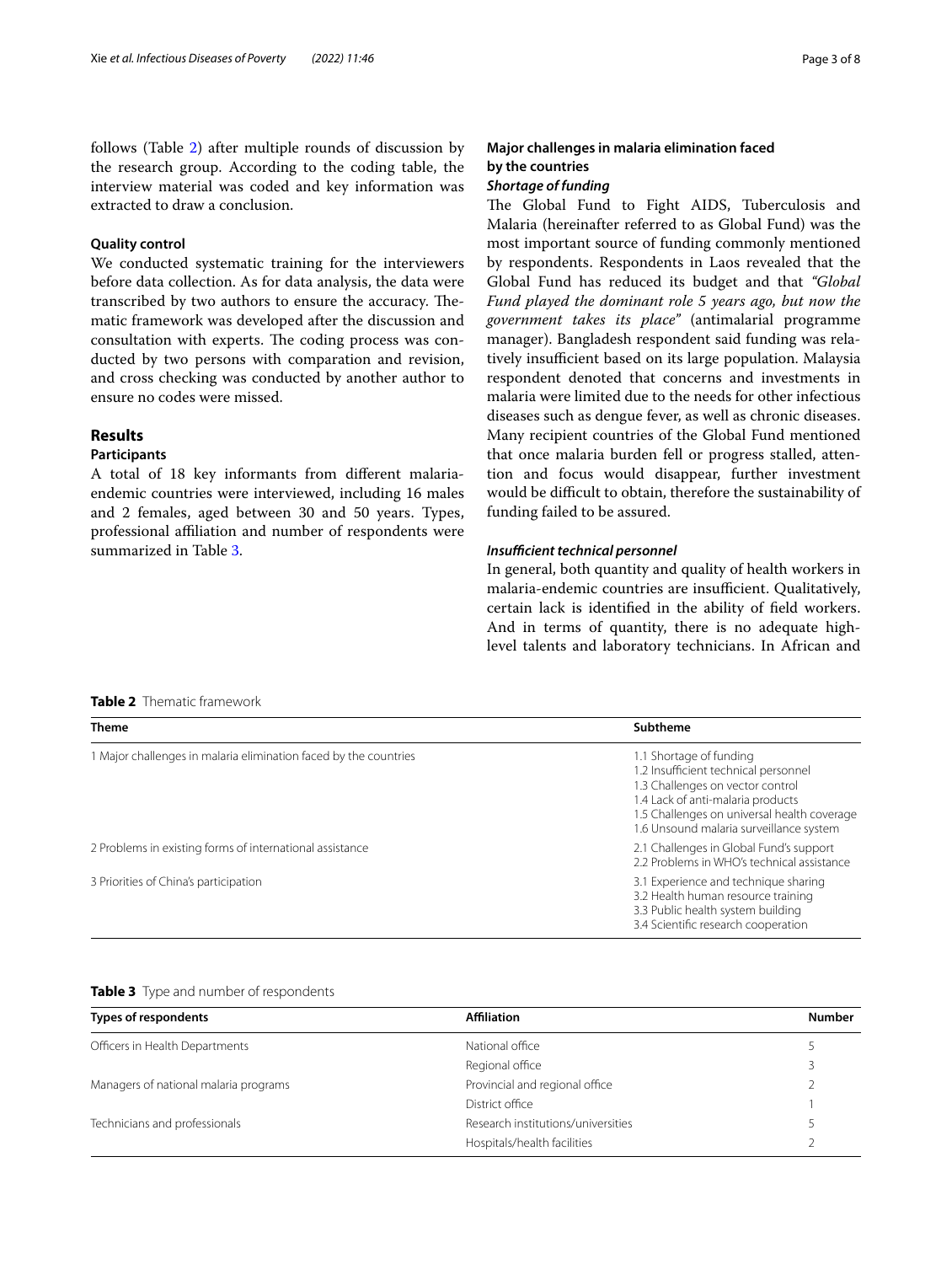follows (Table 2) after multiple rounds of discussion by the research group. According to the coding table, the interview material was coded and key information was extracted to draw a conclusion.

### Quality control

We conducted systematic training for the interviewers before data collection. As for data analysis, the data were transcribed by two authors to ensure the accuracy. Thematic framework was developed after the discussion and consultation with experts. The coding process was conducted by two persons with comparation and revision, and cross checking was conducted by another author to ensure no codes were missed.

## Results

### Participants

A total of 18 key informants from different malaria-endemic countries were interviewed, including 16 males and 2 females, aged between 30 and 50 years. Types, professional affiliation and number of respondents were summarized in Table 3.

### Major challenges in malaria elimination faced by the countries

#### *Shortage of funding*

The Global Fund to Fight AIDS, Tuberculosis and Malaria (hereinafter referred to as Global Fund) was the most important source of funding commonly mentioned by respondents. Respondents in Laos revealed that the Global Fund has reduced its budget and that *"Global Fund played the dominant role 5 years ago, but now the government takes its place"* (antimalarial programme manager). Bangladesh respondent said funding was relatively insufficient based on its large population. Malaysia respondent denoted that concerns and investments in malaria were limited due to the needs for other infectious diseases such as dengue fever, as well as chronic diseases. Many recipient countries of the Global Fund mentioned that once malaria burden fell or progress stalled, attention and focus would disappear, further investment would be difficult to obtain, therefore the sustainability of funding failed to be assured.

#### *Insufficient technical personnel*

In general, both quantity and quality of health workers in malaria-endemic countries are insufficient. Qualitatively, certain lack is identified in the ability of field workers. And in terms of quantity, there is no adequate high-level talents and laboratory technicians. In African and

**Table 2** Thematic framework

| Theme | Subtheme |
|---|---|
| 1 Major challenges in malaria elimination faced by the countries | 1.1 Shortage of funding<br>1.2 Insufficient technical personnel<br>1.3 Challenges on vector control<br>1.4 Lack of anti-malaria products<br>1.5 Challenges on universal health coverage<br>1.6 Unsound malaria surveillance system |
| 2 Problems in existing forms of international assistance | 2.1 Challenges in Global Fund's support<br>2.2 Problems in WHO's technical assistance |
| 3 Priorities of China's participation | 3.1 Experience and technique sharing<br>3.2 Health human resource training<br>3.3 Public health system building<br>3.4 Scientific research cooperation |

**Table 3** Type and number of respondents

| Types of respondents | Affiliation | Number |
|---|---|---|
| Officers in Health Departments | National office | 5 |
| | Regional office | 3 |
| Managers of national malaria programs | Provincial and regional office | 2 |
| | District office | 1 |
| Technicians and professionals | Research institutions/universities | 5 |
| | Hospitals/health facilities | 2 |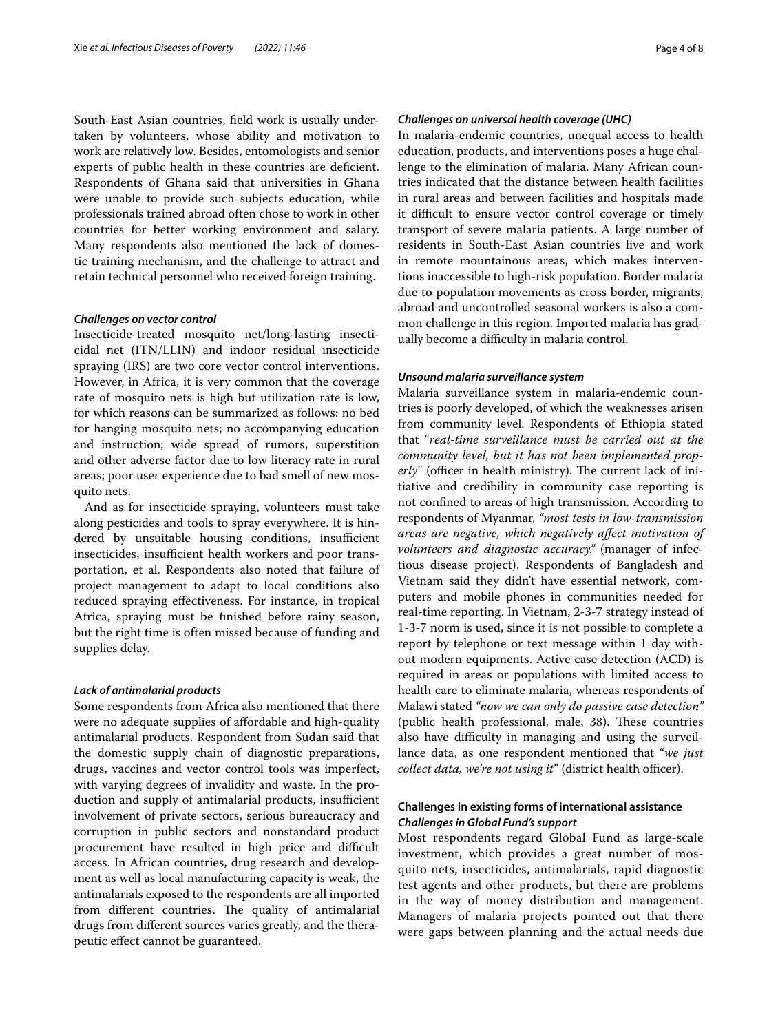South-East Asian countries, field work is usually undertaken by volunteers, whose ability and motivation to work are relatively low. Besides, entomologists and senior experts of public health in these countries are deficient. Respondents of Ghana said that universities in Ghana were unable to provide such subjects education, while professionals trained abroad often chose to work in other countries for better working environment and salary. Many respondents also mentioned the lack of domestic training mechanism, and the challenge to attract and retain technical personnel who received foreign training.

#### *Challenges on vector control*

Insecticide-treated mosquito net/long-lasting insecticidal net (ITN/LLIN) and indoor residual insecticide spraying (IRS) are two core vector control interventions. However, in Africa, it is very common that the coverage rate of mosquito nets is high but utilization rate is low, for which reasons can be summarized as follows: no bed for hanging mosquito nets; no accompanying education and instruction; wide spread of rumors, superstition and other adverse factor due to low literacy rate in rural areas; poor user experience due to bad smell of new mosquito nets.

And as for insecticide spraying, volunteers must take along pesticides and tools to spray everywhere. It is hindered by unsuitable housing conditions, insufficient insecticides, insufficient health workers and poor transportation, et al. Respondents also noted that failure of project management to adapt to local conditions also reduced spraying effectiveness. For instance, in tropical Africa, spraying must be finished before rainy season, but the right time is often missed because of funding and supplies delay.

#### *Lack of antimalarial products*

Some respondents from Africa also mentioned that there were no adequate supplies of affordable and high-quality antimalarial products. Respondent from Sudan said that the domestic supply chain of diagnostic preparations, drugs, vaccines and vector control tools was imperfect, with varying degrees of invalidity and waste. In the production and supply of antimalarial products, insufficient involvement of private sectors, serious bureaucracy and corruption in public sectors and nonstandard product procurement have resulted in high price and difficult access. In African countries, drug research and development as well as local manufacturing capacity is weak, the antimalarials exposed to the respondents are all imported from different countries. The quality of antimalarial drugs from different sources varies greatly, and the therapeutic effect cannot be guaranteed.

#### *Challenges on universal health coverage (UHC)*

In malaria-endemic countries, unequal access to health education, products, and interventions poses a huge challenge to the elimination of malaria. Many African countries indicated that the distance between health facilities in rural areas and between facilities and hospitals made it difficult to ensure vector control coverage or timely transport of severe malaria patients. A large number of residents in South-East Asian countries live and work in remote mountainous areas, which makes interventions inaccessible to high-risk population. Border malaria due to population movements as cross border, migrants, abroad and uncontrolled seasonal workers is also a common challenge in this region. Imported malaria has gradually become a difficulty in malaria control.

#### *Unsound malaria surveillance system*

Malaria surveillance system in malaria-endemic countries is poorly developed, of which the weaknesses arisen from community level. Respondents of Ethiopia stated that "*real-time surveillance must be carried out at the community level, but it has not been implemented properly*" (officer in health ministry). The current lack of initiative and credibility in community case reporting is not confined to areas of high transmission. According to respondents of Myanmar, *"most tests in low-transmission areas are negative, which negatively affect motivation of volunteers and diagnostic accuracy."* (manager of infectious disease project). Respondents of Bangladesh and Vietnam said they didn't have essential network, computers and mobile phones in communities needed for real-time reporting. In Vietnam, 2-3-7 strategy instead of 1-3-7 norm is used, since it is not possible to complete a report by telephone or text message within 1 day without modern equipments. Active case detection (ACD) is required in areas or populations with limited access to health care to eliminate malaria, whereas respondents of Malawi stated *"now we can only do passive case detection"* (public health professional, male, 38). These countries also have difficulty in managing and using the surveillance data, as one respondent mentioned that "*we just collect data, we're not using it*" (district health officer).

### Challenges in existing forms of international assistance

#### *Challenges in Global Fund's support*

Most respondents regard Global Fund as large-scale investment, which provides a great number of mosquito nets, insecticides, antimalarials, rapid diagnostic test agents and other products, but there are problems in the way of money distribution and management. Managers of malaria projects pointed out that there were gaps between planning and the actual needs due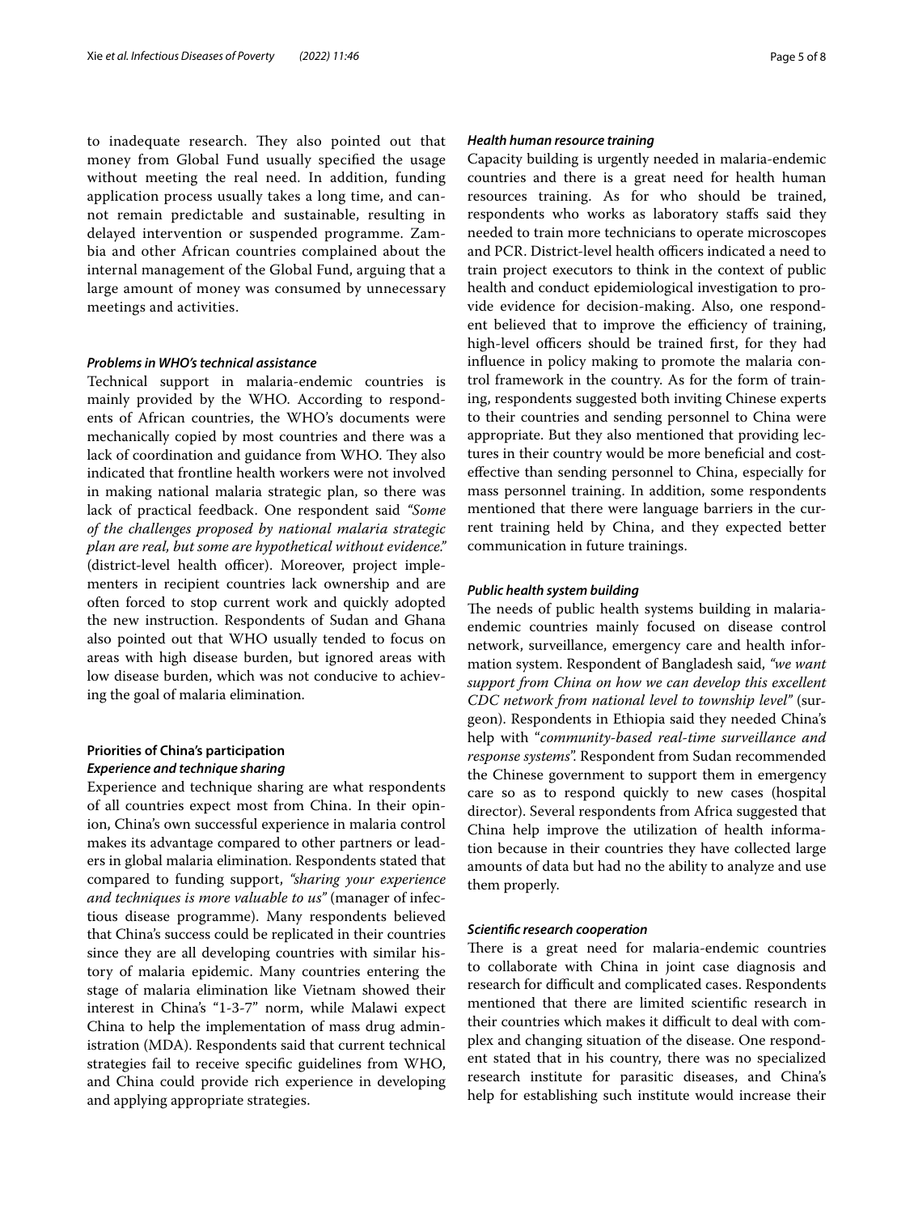to inadequate research. They also pointed out that money from Global Fund usually specified the usage without meeting the real need. In addition, funding application process usually takes a long time, and cannot remain predictable and sustainable, resulting in delayed intervention or suspended programme. Zambia and other African countries complained about the internal management of the Global Fund, arguing that a large amount of money was consumed by unnecessary meetings and activities.

#### *Problems in WHO's technical assistance*

Technical support in malaria-endemic countries is mainly provided by the WHO. According to respondents of African countries, the WHO's documents were mechanically copied by most countries and there was a lack of coordination and guidance from WHO. They also indicated that frontline health workers were not involved in making national malaria strategic plan, so there was lack of practical feedback. One respondent said *"Some of the challenges proposed by national malaria strategic plan are real, but some are hypothetical without evidence."* (district-level health officer). Moreover, project implementers in recipient countries lack ownership and are often forced to stop current work and quickly adopted the new instruction. Respondents of Sudan and Ghana also pointed out that WHO usually tended to focus on areas with high disease burden, but ignored areas with low disease burden, which was not conducive to achieving the goal of malaria elimination.

### Priorities of China's participation

#### *Experience and technique sharing*

Experience and technique sharing are what respondents of all countries expect most from China. In their opinion, China's own successful experience in malaria control makes its advantage compared to other partners or leaders in global malaria elimination. Respondents stated that compared to funding support, *"sharing your experience and techniques is more valuable to us"* (manager of infectious disease programme). Many respondents believed that China's success could be replicated in their countries since they are all developing countries with similar history of malaria epidemic. Many countries entering the stage of malaria elimination like Vietnam showed their interest in China's "1-3-7" norm, while Malawi expect China to help the implementation of mass drug administration (MDA). Respondents said that current technical strategies fail to receive specific guidelines from WHO, and China could provide rich experience in developing and applying appropriate strategies.

#### *Health human resource training*

Capacity building is urgently needed in malaria-endemic countries and there is a great need for health human resources training. As for who should be trained, respondents who works as laboratory staffs said they needed to train more technicians to operate microscopes and PCR. District-level health officers indicated a need to train project executors to think in the context of public health and conduct epidemiological investigation to provide evidence for decision-making. Also, one respondent believed that to improve the efficiency of training, high-level officers should be trained first, for they had influence in policy making to promote the malaria control framework in the country. As for the form of training, respondents suggested both inviting Chinese experts to their countries and sending personnel to China were appropriate. But they also mentioned that providing lectures in their country would be more beneficial and cost-effective than sending personnel to China, especially for mass personnel training. In addition, some respondents mentioned that there were language barriers in the current training held by China, and they expected better communication in future trainings.

#### *Public health system building*

The needs of public health systems building in malaria-endemic countries mainly focused on disease control network, surveillance, emergency care and health information system. Respondent of Bangladesh said, *"we want support from China on how we can develop this excellent CDC network from national level to township level"* (surgeon). Respondents in Ethiopia said they needed China's help with "*community-based real-time surveillance and response systems*". Respondent from Sudan recommended the Chinese government to support them in emergency care so as to respond quickly to new cases (hospital director). Several respondents from Africa suggested that China help improve the utilization of health information because in their countries they have collected large amounts of data but had no the ability to analyze and use them properly.

#### *Scientific research cooperation*

There is a great need for malaria-endemic countries to collaborate with China in joint case diagnosis and research for difficult and complicated cases. Respondents mentioned that there are limited scientific research in their countries which makes it difficult to deal with complex and changing situation of the disease. One respondent stated that in his country, there was no specialized research institute for parasitic diseases, and China's help for establishing such institute would increase their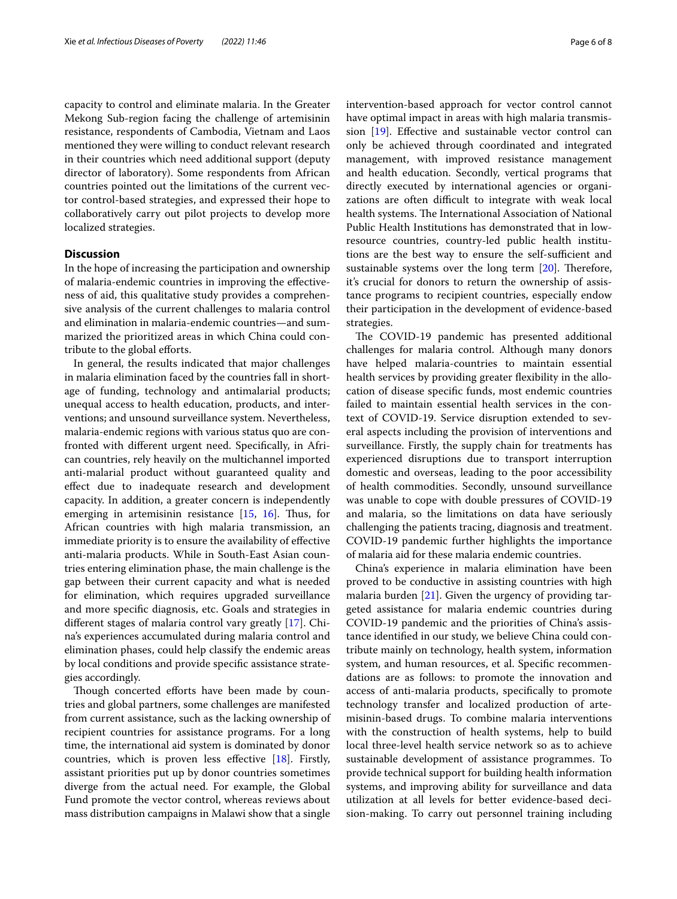capacity to control and eliminate malaria. In the Greater Mekong Sub-region facing the challenge of artemisinin resistance, respondents of Cambodia, Vietnam and Laos mentioned they were willing to conduct relevant research in their countries which need additional support (deputy director of laboratory). Some respondents from African countries pointed out the limitations of the current vector control-based strategies, and expressed their hope to collaboratively carry out pilot projects to develop more localized strategies.

## Discussion

In the hope of increasing the participation and ownership of malaria-endemic countries in improving the effectiveness of aid, this qualitative study provides a comprehensive analysis of the current challenges to malaria control and elimination in malaria-endemic countries—and summarized the prioritized areas in which China could contribute to the global efforts.

In general, the results indicated that major challenges in malaria elimination faced by the countries fall in shortage of funding, technology and antimalarial products; unequal access to health education, products, and interventions; and unsound surveillance system. Nevertheless, malaria-endemic regions with various status quo are confronted with different urgent need. Specifically, in African countries, rely heavily on the multichannel imported anti-malarial product without guaranteed quality and effect due to inadequate research and development capacity. In addition, a greater concern is independently emerging in artemisinin resistance [15, 16]. Thus, for African countries with high malaria transmission, an immediate priority is to ensure the availability of effective anti-malaria products. While in South-East Asian countries entering elimination phase, the main challenge is the gap between their current capacity and what is needed for elimination, which requires upgraded surveillance and more specific diagnosis, etc. Goals and strategies in different stages of malaria control vary greatly [17]. China's experiences accumulated during malaria control and elimination phases, could help classify the endemic areas by local conditions and provide specific assistance strategies accordingly.

Though concerted efforts have been made by countries and global partners, some challenges are manifested from current assistance, such as the lacking ownership of recipient countries for assistance programs. For a long time, the international aid system is dominated by donor countries, which is proven less effective [18]. Firstly, assistant priorities put up by donor countries sometimes diverge from the actual need. For example, the Global Fund promote the vector control, whereas reviews about mass distribution campaigns in Malawi show that a single intervention-based approach for vector control cannot have optimal impact in areas with high malaria transmission [19]. Effective and sustainable vector control can only be achieved through coordinated and integrated management, with improved resistance management and health education. Secondly, vertical programs that directly executed by international agencies or organizations are often difficult to integrate with weak local health systems. The International Association of National Public Health Institutions has demonstrated that in low-resource countries, country-led public health institutions are the best way to ensure the self-sufficient and sustainable systems over the long term [20]. Therefore, it's crucial for donors to return the ownership of assistance programs to recipient countries, especially endow their participation in the development of evidence-based strategies.

The COVID-19 pandemic has presented additional challenges for malaria control. Although many donors have helped malaria-countries to maintain essential health services by providing greater flexibility in the allocation of disease specific funds, most endemic countries failed to maintain essential health services in the context of COVID-19. Service disruption extended to several aspects including the provision of interventions and surveillance. Firstly, the supply chain for treatments has experienced disruptions due to transport interruption domestic and overseas, leading to the poor accessibility of health commodities. Secondly, unsound surveillance was unable to cope with double pressures of COVID-19 and malaria, so the limitations on data have seriously challenging the patients tracing, diagnosis and treatment. COVID-19 pandemic further highlights the importance of malaria aid for these malaria endemic countries.

China's experience in malaria elimination have been proved to be conductive in assisting countries with high malaria burden [21]. Given the urgency of providing targeted assistance for malaria endemic countries during COVID-19 pandemic and the priorities of China's assistance identified in our study, we believe China could contribute mainly on technology, health system, information system, and human resources, et al. Specific recommendations are as follows: to promote the innovation and access of anti-malaria products, specifically to promote technology transfer and localized production of artemisinin-based drugs. To combine malaria interventions with the construction of health systems, help to build local three-level health service network so as to achieve sustainable development of assistance programmes. To provide technical support for building health information systems, and improving ability for surveillance and data utilization at all levels for better evidence-based decision-making. To carry out personnel training including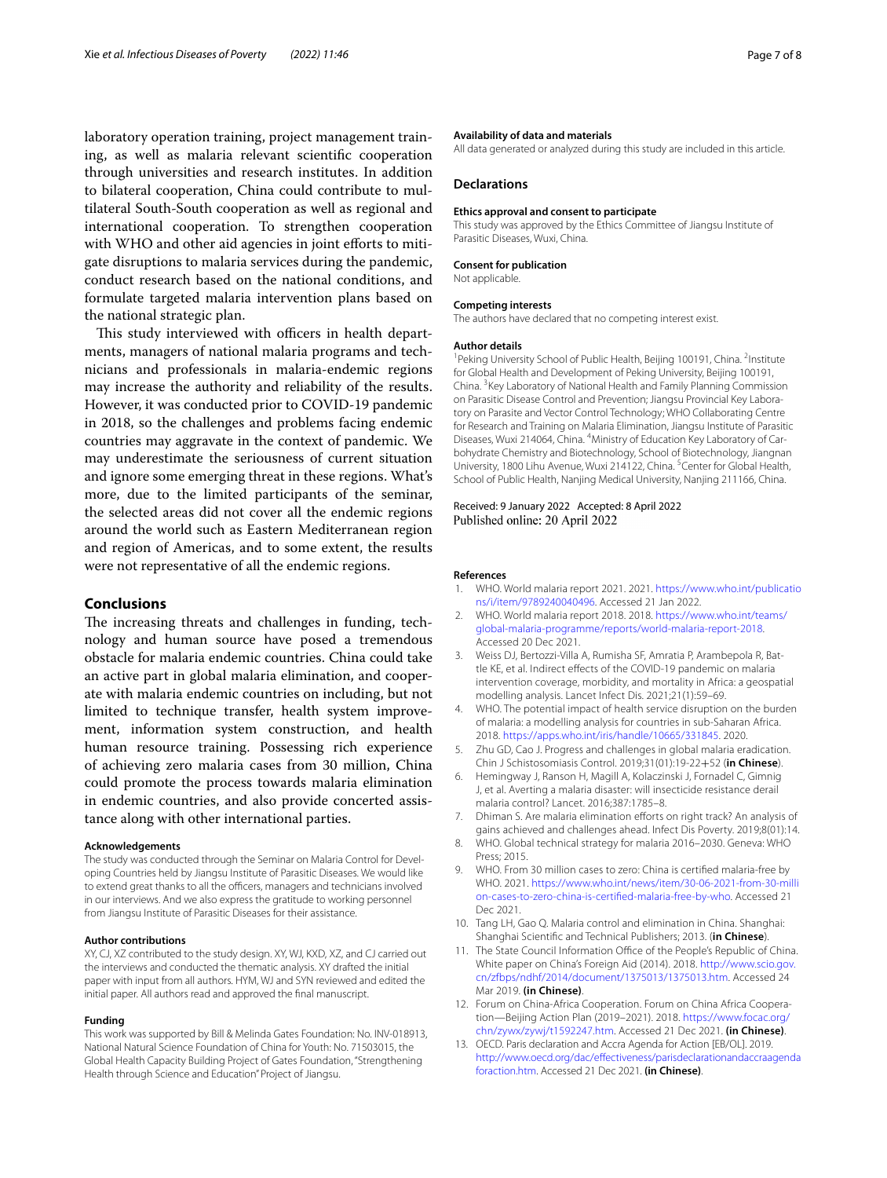laboratory operation training, project management training, as well as malaria relevant scientific cooperation through universities and research institutes. In addition to bilateral cooperation, China could contribute to multilateral South-South cooperation as well as regional and international cooperation. To strengthen cooperation with WHO and other aid agencies in joint efforts to mitigate disruptions to malaria services during the pandemic, conduct research based on the national conditions, and formulate targeted malaria intervention plans based on the national strategic plan.

This study interviewed with officers in health departments, managers of national malaria programs and technicians and professionals in malaria-endemic regions may increase the authority and reliability of the results. However, it was conducted prior to COVID-19 pandemic in 2018, so the challenges and problems facing endemic countries may aggravate in the context of pandemic. We may underestimate the seriousness of current situation and ignore some emerging threat in these regions. What's more, due to the limited participants of the seminar, the selected areas did not cover all the endemic regions around the world such as Eastern Mediterranean region and region of Americas, and to some extent, the results were not representative of all the endemic regions.

## Conclusions

The increasing threats and challenges in funding, technology and human source have posed a tremendous obstacle for malaria endemic countries. China could take an active part in global malaria elimination, and cooperate with malaria endemic countries on including, but not limited to technique transfer, health system improvement, information system construction, and health human resource training. Possessing rich experience of achieving zero malaria cases from 30 million, China could promote the process towards malaria elimination in endemic countries, and also provide concerted assistance along with other international parties.

#### Acknowledgements

The study was conducted through the Seminar on Malaria Control for Developing Countries held by Jiangsu Institute of Parasitic Diseases. We would like to extend great thanks to all the officers, managers and technicians involved in our interviews. And we also express the gratitude to working personnel from Jiangsu Institute of Parasitic Diseases for their assistance.

#### Author contributions

XY, CJ, XZ contributed to the study design. XY, WJ, KXD, XZ, and CJ carried out the interviews and conducted the thematic analysis. XY drafted the initial paper with input from all authors. HYM, WJ and SYN reviewed and edited the initial paper. All authors read and approved the final manuscript.

#### Funding

This work was supported by Bill & Melinda Gates Foundation: No. INV-018913, National Natural Science Foundation of China for Youth: No. 71503015, the Global Health Capacity Building Project of Gates Foundation, "Strengthening Health through Science and Education" Project of Jiangsu.

#### Availability of data and materials

All data generated or analyzed during this study are included in this article.

### Declarations

#### Ethics approval and consent to participate

This study was approved by the Ethics Committee of Jiangsu Institute of Parasitic Diseases, Wuxi, China.

#### Consent for publication

Not applicable.

#### Competing interests

The authors have declared that no competing interest exist.

#### Author details

[1]Peking University School of Public Health, Beijing 100191, China. [2]Institute for Global Health and Development of Peking University, Beijing 100191, China. [3]Key Laboratory of National Health and Family Planning Commission on Parasitic Disease Control and Prevention; Jiangsu Provincial Key Laboratory on Parasite and Vector Control Technology; WHO Collaborating Centre for Research and Training on Malaria Elimination, Jiangsu Institute of Parasitic Diseases, Wuxi 214064, China. [4]Ministry of Education Key Laboratory of Carbohydrate Chemistry and Biotechnology, School of Biotechnology, Jiangnan University, 1800 Lihu Avenue, Wuxi 214122, China. [5]Center for Global Health, School of Public Health, Nanjing Medical University, Nanjing 211166, China.

Received: 9 January 2022 Accepted: 8 April 2022
Published online: 20 April 2022

#### References

1. WHO. World malaria report 2021. 2021. https://www.who.int/publications/i/item/9789240040496. Accessed 21 Jan 2022.
2. WHO. World malaria report 2018. 2018. https://www.who.int/teams/global-malaria-programme/reports/world-malaria-report-2018. Accessed 20 Dec 2021.
3. Weiss DJ, Bertozzi-Villa A, Rumisha SF, Amratia P, Arambepola R, Battle KE, et al. Indirect effects of the COVID-19 pandemic on malaria intervention coverage, morbidity, and mortality in Africa: a geospatial modelling analysis. Lancet Infect Dis. 2021;21(1):59–69.
4. WHO. The potential impact of health service disruption on the burden of malaria: a modelling analysis for countries in sub-Saharan Africa. 2018. https://apps.who.int/iris/handle/10665/331845. 2020.
5. Zhu GD, Cao J. Progress and challenges in global malaria eradication. Chin J Schistosomiasis Control. 2019;31(01):19-22+52 (**in Chinese**).
6. Hemingway J, Ranson H, Magill A, Kolaczinski J, Fornadel C, Gimnig J, et al. Averting a malaria disaster: will insecticide resistance derail malaria control? Lancet. 2016;387:1785–8.
7. Dhiman S. Are malaria elimination efforts on right track? An analysis of gains achieved and challenges ahead. Infect Dis Poverty. 2019;8(01):14.
8. WHO. Global technical strategy for malaria 2016–2030. Geneva: WHO Press; 2015.
9. WHO. From 30 million cases to zero: China is certified malaria-free by WHO. 2021. https://www.who.int/news/item/30-06-2021-from-30-million-cases-to-zero-china-is-certified-malaria-free-by-who. Accessed 21 Dec 2021.
10. Tang LH, Gao Q. Malaria control and elimination in China. Shanghai: Shanghai Scientific and Technical Publishers; 2013. (**in Chinese**).
11. The State Council Information Office of the People's Republic of China. White paper on China's Foreign Aid (2014). 2018. http://www.scio.gov.cn/zfbps/ndhf/2014/document/1375013/1375013.htm. Accessed 24 Mar 2019. **(in Chinese)**.
12. Forum on China-Africa Cooperation. Forum on China Africa Cooperation—Beijing Action Plan (2019–2021). 2018. https://www.focac.org/chn/zywx/zywj/t1592247.htm. Accessed 21 Dec 2021. **(in Chinese)**.
13. OECD. Paris declaration and Accra Agenda for Action [EB/OL]. 2019. http://www.oecd.org/dac/effectiveness/parisdeclarationandaccraagendaforaction.htm. Accessed 21 Dec 2021. **(in Chinese)**.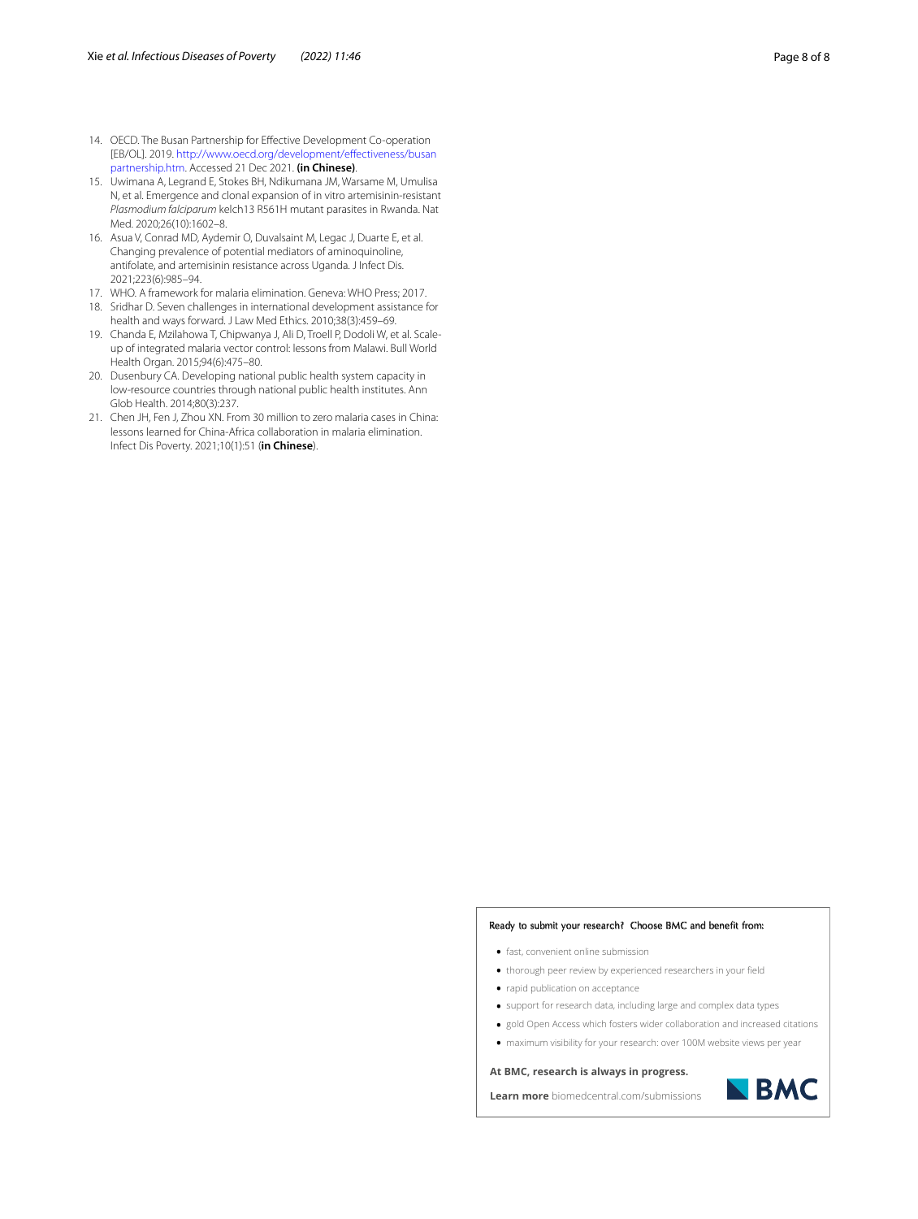14. OECD. The Busan Partnership for Effective Development Co-operation [EB/OL]. 2019. http://www.oecd.org/development/effectiveness/busanpartnership.htm. Accessed 21 Dec 2021. **(in Chinese)**.
15. Uwimana A, Legrand E, Stokes BH, Ndikumana JM, Warsame M, Umulisa N, et al. Emergence and clonal expansion of in vitro artemisinin-resistant *Plasmodium falciparum* kelch13 R561H mutant parasites in Rwanda. Nat Med. 2020;26(10):1602–8.
16. Asua V, Conrad MD, Aydemir O, Duvalsaint M, Legac J, Duarte E, et al. Changing prevalence of potential mediators of aminoquinoline, antifolate, and artemisinin resistance across Uganda. J Infect Dis. 2021;223(6):985–94.
17. WHO. A framework for malaria elimination. Geneva: WHO Press; 2017.
18. Sridhar D. Seven challenges in international development assistance for health and ways forward. J Law Med Ethics. 2010;38(3):459–69.
19. Chanda E, Mzilahowa T, Chipwanya J, Ali D, Troell P, Dodoli W, et al. Scale-up of integrated malaria vector control: lessons from Malawi. Bull World Health Organ. 2015;94(6):475–80.
20. Dusenbury CA. Developing national public health system capacity in low-resource countries through national public health institutes. Ann Glob Health. 2014;80(3):237.
21. Chen JH, Fen J, Zhou XN. From 30 million to zero malaria cases in China: lessons learned for China-Africa collaboration in malaria elimination. Infect Dis Poverty. 2021;10(1):51 (**in Chinese**).

Ready to submit your research? Choose BMC and benefit from:

- fast, convenient online submission
- thorough peer review by experienced researchers in your field
- rapid publication on acceptance
- support for research data, including large and complex data types
- gold Open Access which fosters wider collaboration and increased citations
- maximum visibility for your research: over 100M website views per year

**At BMC, research is always in progress.**

**Learn more** biomedcentral.com/submissions

BMC